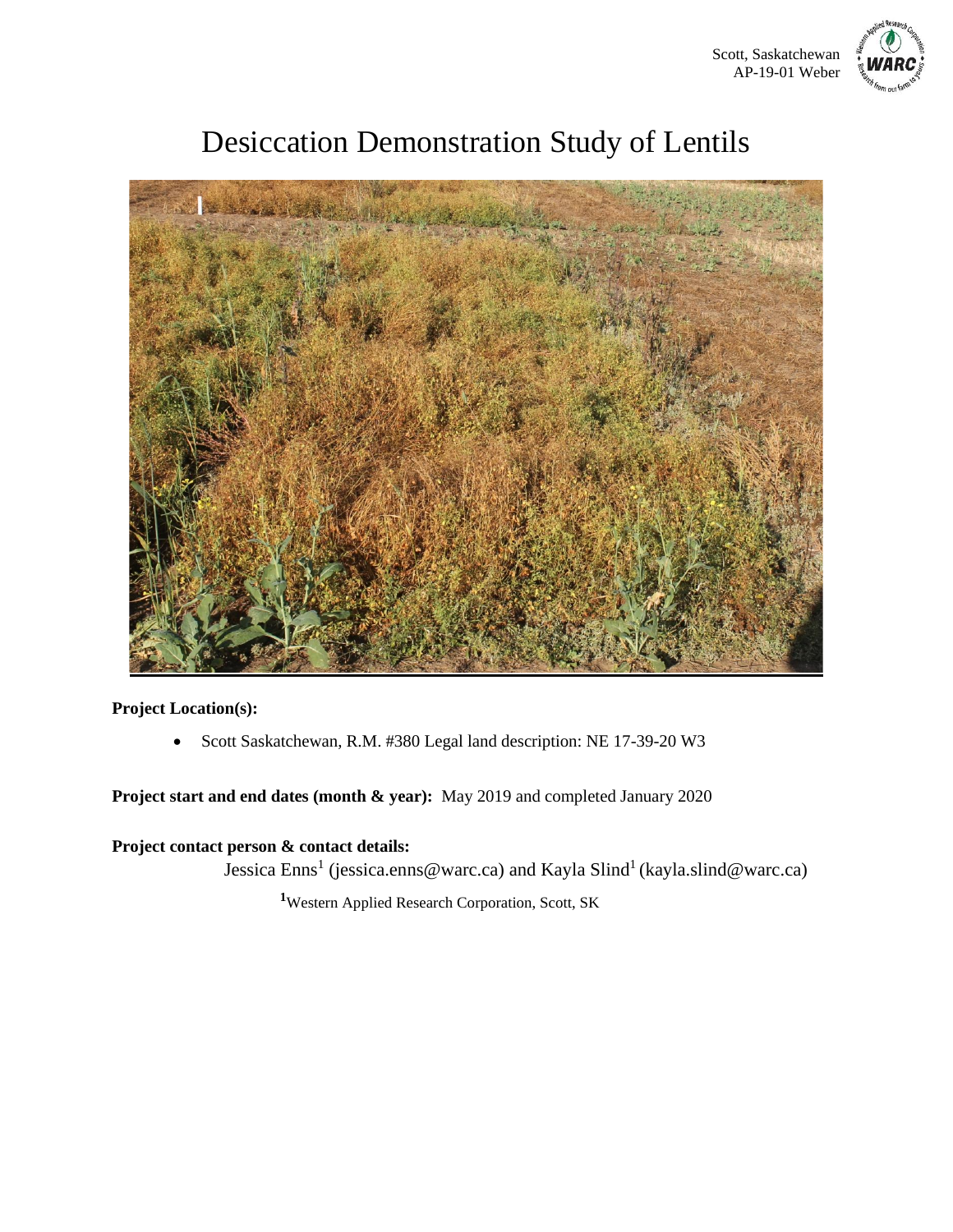Scott, Saskatchewan
AP-19-01 Weber

# Desiccation Demonstration Study of Lentils

**Project Location(s):**

- Scott Saskatchewan, R.M. #380 Legal land description: NE 17-39-20 W3

**Project start and end dates (month & year):** May 2019 and completed January 2020

**Project contact person & contact details:**

Jessica Enns[1] (jessica.enns@warc.ca) and Kayla Slind[1] (kayla.slind@warc.ca)

[1]Western Applied Research Corporation, Scott, SK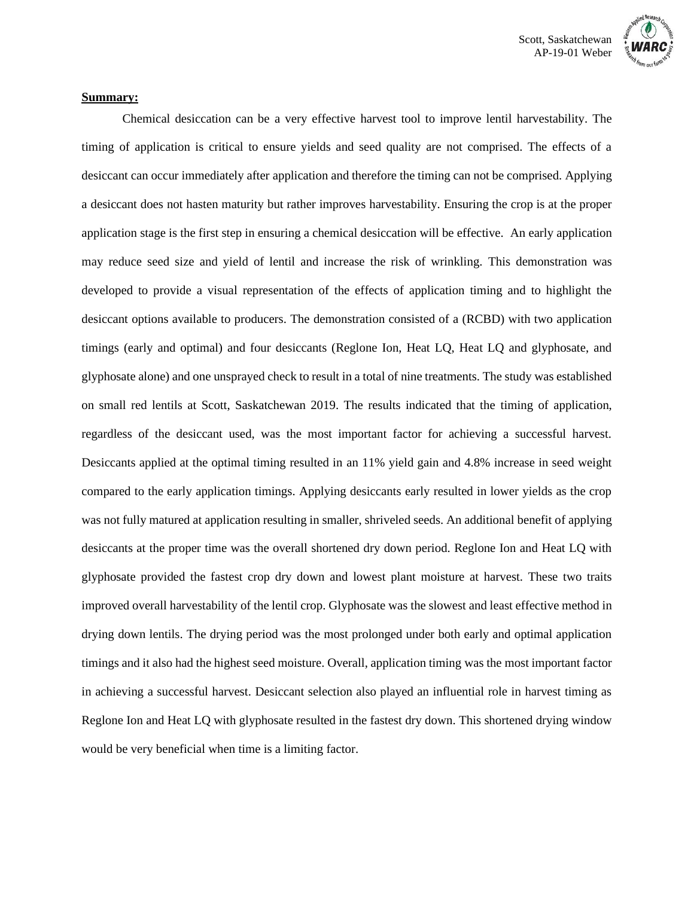**Summary:**

Chemical desiccation can be a very effective harvest tool to improve lentil harvestability. The timing of application is critical to ensure yields and seed quality are not comprised. The effects of a desiccant can occur immediately after application and therefore the timing can not be comprised. Applying a desiccant does not hasten maturity but rather improves harvestability. Ensuring the crop is at the proper application stage is the first step in ensuring a chemical desiccation will be effective. An early application may reduce seed size and yield of lentil and increase the risk of wrinkling. This demonstration was developed to provide a visual representation of the effects of application timing and to highlight the desiccant options available to producers. The demonstration consisted of a (RCBD) with two application timings (early and optimal) and four desiccants (Reglone Ion, Heat LQ, Heat LQ and glyphosate, and glyphosate alone) and one unsprayed check to result in a total of nine treatments. The study was established on small red lentils at Scott, Saskatchewan 2019. The results indicated that the timing of application, regardless of the desiccant used, was the most important factor for achieving a successful harvest. Desiccants applied at the optimal timing resulted in an 11% yield gain and 4.8% increase in seed weight compared to the early application timings. Applying desiccants early resulted in lower yields as the crop was not fully matured at application resulting in smaller, shriveled seeds. An additional benefit of applying desiccants at the proper time was the overall shortened dry down period. Reglone Ion and Heat LQ with glyphosate provided the fastest crop dry down and lowest plant moisture at harvest. These two traits improved overall harvestability of the lentil crop. Glyphosate was the slowest and least effective method in drying down lentils. The drying period was the most prolonged under both early and optimal application timings and it also had the highest seed moisture. Overall, application timing was the most important factor in achieving a successful harvest. Desiccant selection also played an influential role in harvest timing as Reglone Ion and Heat LQ with glyphosate resulted in the fastest dry down. This shortened drying window would be very beneficial when time is a limiting factor.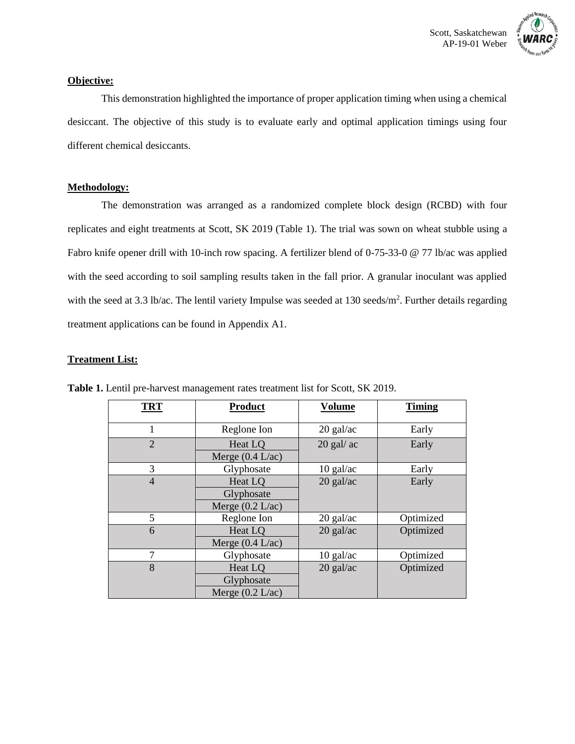**Objective:**

This demonstration highlighted the importance of proper application timing when using a chemical desiccant. The objective of this study is to evaluate early and optimal application timings using four different chemical desiccants.

**Methodology:**

The demonstration was arranged as a randomized complete block design (RCBD) with four replicates and eight treatments at Scott, SK 2019 (Table 1). The trial was sown on wheat stubble using a Fabro knife opener drill with 10-inch row spacing. A fertilizer blend of 0-75-33-0 @ 77 lb/ac was applied with the seed according to soil sampling results taken in the fall prior. A granular inoculant was applied with the seed at 3.3 lb/ac. The lentil variety Impulse was seeded at 130 seeds/m$^2$. Further details regarding treatment applications can be found in Appendix A1.

**Treatment List:**

**Table 1.** Lentil pre-harvest management rates treatment list for Scott, SK 2019.

| TRT | Product | Volume | Timing |
|---|---|---|---|
| 1 | Reglone Ion | 20 gal/ac | Early |
| 2 | Heat LQ<br>Merge (0.4 L/ac) | 20 gal/ ac | Early |
| 3 | Glyphosate | 10 gal/ac | Early |
| 4 | Heat LQ<br>Glyphosate<br>Merge (0.2 L/ac) | 20 gal/ac | Early |
| 5 | Reglone Ion | 20 gal/ac | Optimized |
| 6 | Heat LQ<br>Merge (0.4 L/ac) | 20 gal/ac | Optimized |
| 7 | Glyphosate | 10 gal/ac | Optimized |
| 8 | Heat LQ<br>Glyphosate<br>Merge (0.2 L/ac) | 20 gal/ac | Optimized |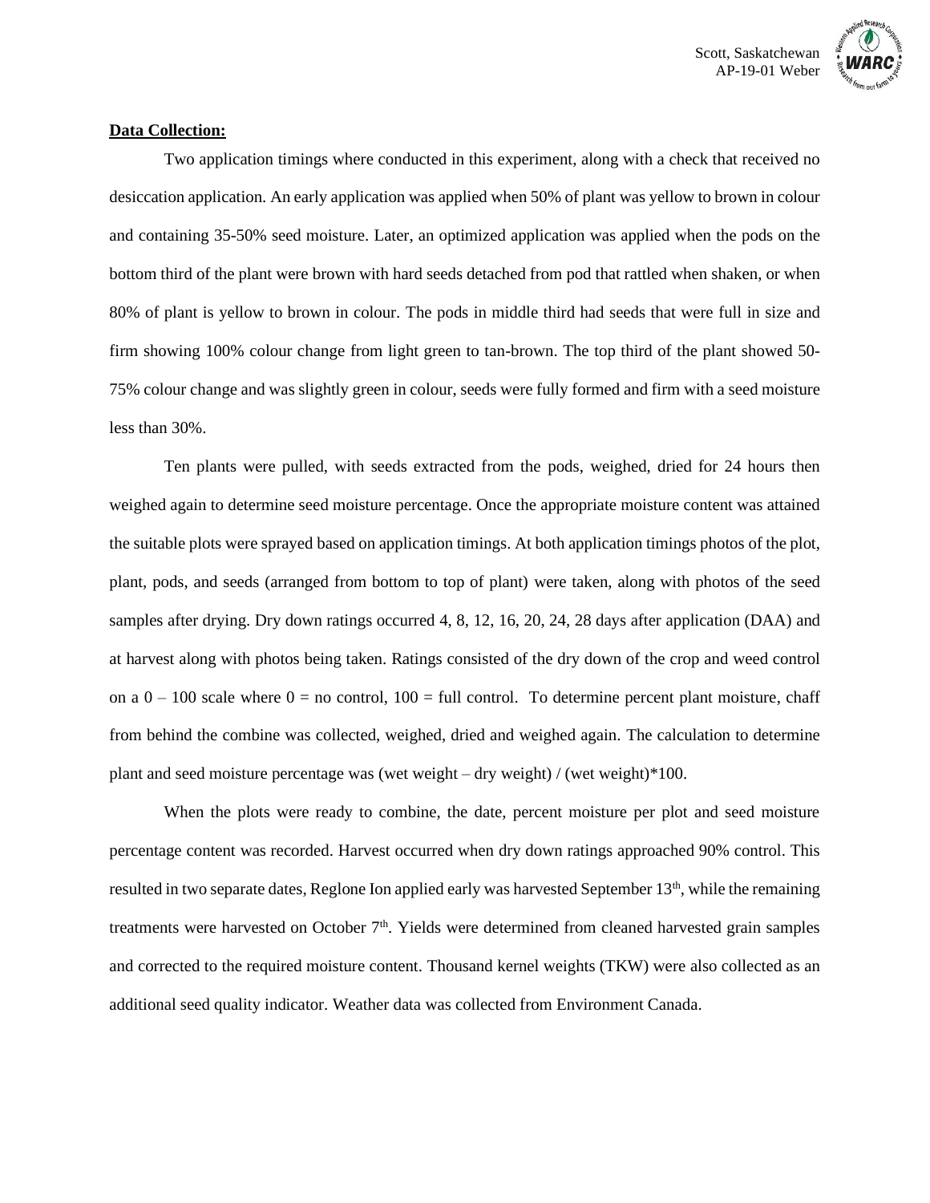**Data Collection:**

Two application timings where conducted in this experiment, along with a check that received no desiccation application. An early application was applied when 50% of plant was yellow to brown in colour and containing 35-50% seed moisture. Later, an optimized application was applied when the pods on the bottom third of the plant were brown with hard seeds detached from pod that rattled when shaken, or when 80% of plant is yellow to brown in colour. The pods in middle third had seeds that were full in size and firm showing 100% colour change from light green to tan-brown. The top third of the plant showed 50-75% colour change and was slightly green in colour, seeds were fully formed and firm with a seed moisture less than 30%.

Ten plants were pulled, with seeds extracted from the pods, weighed, dried for 24 hours then weighed again to determine seed moisture percentage. Once the appropriate moisture content was attained the suitable plots were sprayed based on application timings. At both application timings photos of the plot, plant, pods, and seeds (arranged from bottom to top of plant) were taken, along with photos of the seed samples after drying. Dry down ratings occurred 4, 8, 12, 16, 20, 24, 28 days after application (DAA) and at harvest along with photos being taken. Ratings consisted of the dry down of the crop and weed control on a 0 – 100 scale where 0 = no control, 100 = full control. To determine percent plant moisture, chaff from behind the combine was collected, weighed, dried and weighed again. The calculation to determine plant and seed moisture percentage was (wet weight – dry weight) / (wet weight)*100.

When the plots were ready to combine, the date, percent moisture per plot and seed moisture percentage content was recorded. Harvest occurred when dry down ratings approached 90% control. This resulted in two separate dates, Reglone Ion applied early was harvested September 13th, while the remaining treatments were harvested on October 7th. Yields were determined from cleaned harvested grain samples and corrected to the required moisture content. Thousand kernel weights (TKW) were also collected as an additional seed quality indicator. Weather data was collected from Environment Canada.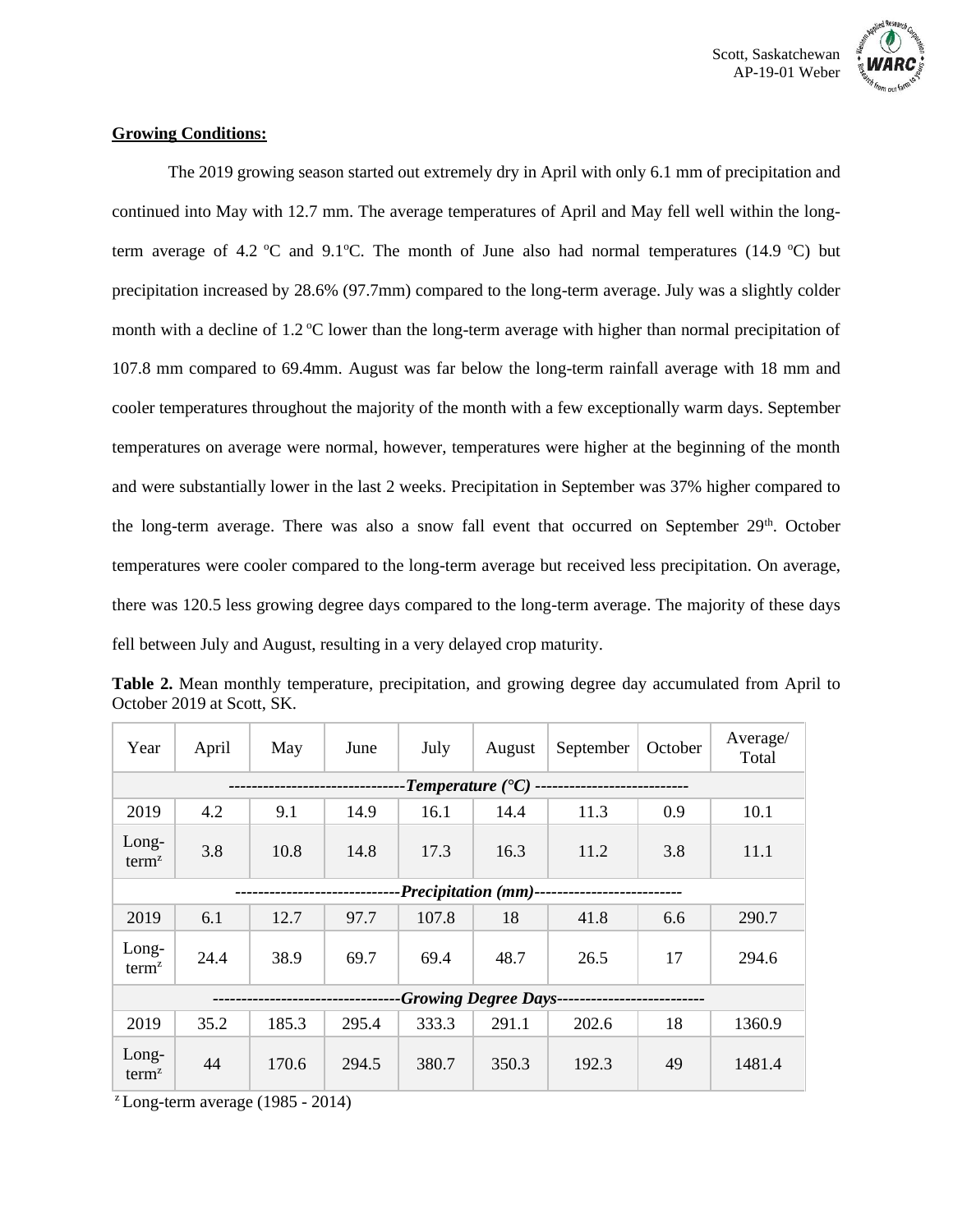**Growing Conditions:**

The 2019 growing season started out extremely dry in April with only 6.1 mm of precipitation and continued into May with 12.7 mm. The average temperatures of April and May fell well within the long-term average of 4.2 ºC and 9.1ºC. The month of June also had normal temperatures (14.9 ºC) but precipitation increased by 28.6% (97.7mm) compared to the long-term average. July was a slightly colder month with a decline of 1.2 ºC lower than the long-term average with higher than normal precipitation of 107.8 mm compared to 69.4mm. August was far below the long-term rainfall average with 18 mm and cooler temperatures throughout the majority of the month with a few exceptionally warm days. September temperatures on average were normal, however, temperatures were higher at the beginning of the month and were substantially lower in the last 2 weeks. Precipitation in September was 37% higher compared to the long-term average. There was also a snow fall event that occurred on September 29th. October temperatures were cooler compared to the long-term average but received less precipitation. On average, there was 120.5 less growing degree days compared to the long-term average. The majority of these days fell between July and August, resulting in a very delayed crop maturity.

**Table 2.** Mean monthly temperature, precipitation, and growing degree day accumulated from April to October 2019 at Scott, SK.

| Year | April | May | June | July | August | September | October | Average/ Total |
|---|---|---|---|---|---|---|---|---|
| *Temperature (°C)* | | | | | | | | |
| 2019 | 4.2 | 9.1 | 14.9 | 16.1 | 14.4 | 11.3 | 0.9 | 10.1 |
| Long-term[z] | 3.8 | 10.8 | 14.8 | 17.3 | 16.3 | 11.2 | 3.8 | 11.1 |
| *Precipitation (mm)* | | | | | | | | |
| 2019 | 6.1 | 12.7 | 97.7 | 107.8 | 18 | 41.8 | 6.6 | 290.7 |
| Long-term[z] | 24.4 | 38.9 | 69.7 | 69.4 | 48.7 | 26.5 | 17 | 294.6 |
| *Growing Degree Days* | | | | | | | | |
| 2019 | 35.2 | 185.3 | 295.4 | 333.3 | 291.1 | 202.6 | 18 | 1360.9 |
| Long-term[z] | 44 | 170.6 | 294.5 | 380.7 | 350.3 | 192.3 | 49 | 1481.4 |

[z] Long-term average (1985 - 2014)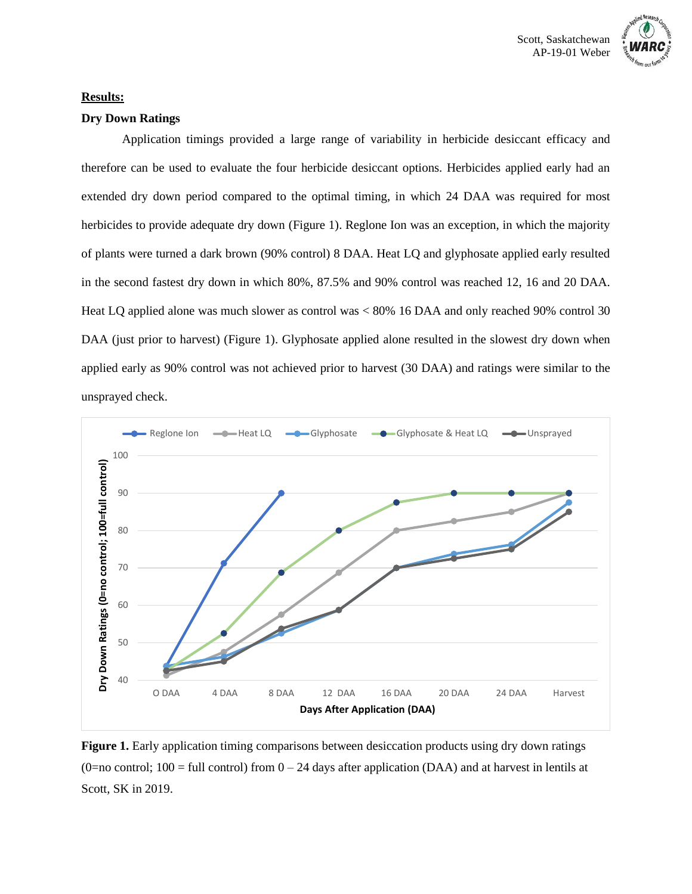## Results:

### Dry Down Ratings

Application timings provided a large range of variability in herbicide desiccant efficacy and therefore can be used to evaluate the four herbicide desiccant options. Herbicides applied early had an extended dry down period compared to the optimal timing, in which 24 DAA was required for most herbicides to provide adequate dry down (Figure 1). Reglone Ion was an exception, in which the majority of plants were turned a dark brown (90% control) 8 DAA. Heat LQ and glyphosate applied early resulted in the second fastest dry down in which 80%, 87.5% and 90% control was reached 12, 16 and 20 DAA. Heat LQ applied alone was much slower as control was < 80% 16 DAA and only reached 90% control 30 DAA (just prior to harvest) (Figure 1). Glyphosate applied alone resulted in the slowest dry down when applied early as 90% control was not achieved prior to harvest (30 DAA) and ratings were similar to the unsprayed check.

**Figure 1.** Early application timing comparisons between desiccation products using dry down ratings (0=no control; 100 = full control) from 0 – 24 days after application (DAA) and at harvest in lentils at Scott, SK in 2019.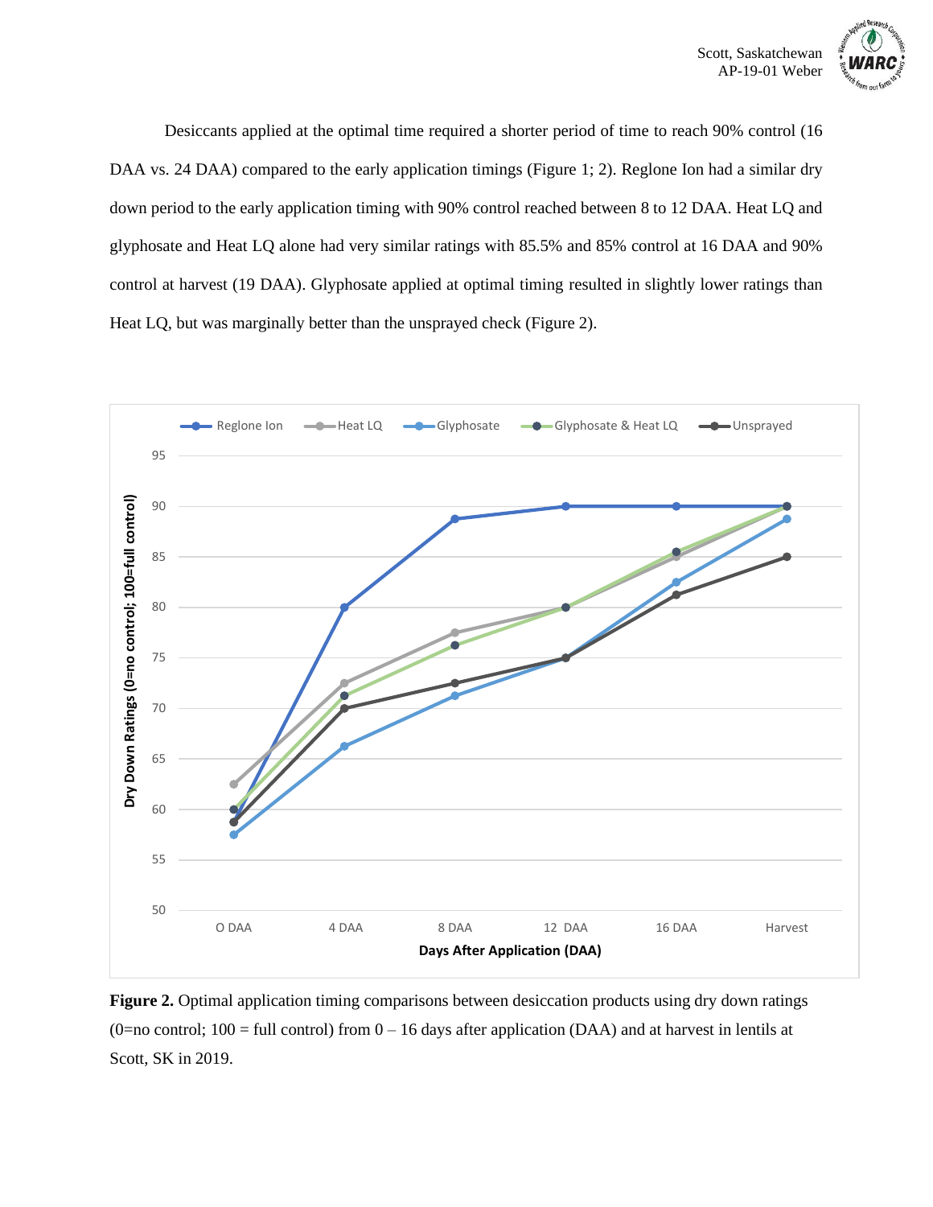Desiccants applied at the optimal time required a shorter period of time to reach 90% control (16 DAA vs. 24 DAA) compared to the early application timings (Figure 1; 2). Reglone Ion had a similar dry down period to the early application timing with 90% control reached between 8 to 12 DAA. Heat LQ and glyphosate and Heat LQ alone had very similar ratings with 85.5% and 85% control at 16 DAA and 90% control at harvest (19 DAA). Glyphosate applied at optimal timing resulted in slightly lower ratings than Heat LQ, but was marginally better than the unsprayed check (Figure 2).

**Figure 2.** Optimal application timing comparisons between desiccation products using dry down ratings (0=no control; 100 = full control) from 0 – 16 days after application (DAA) and at harvest in lentils at Scott, SK in 2019.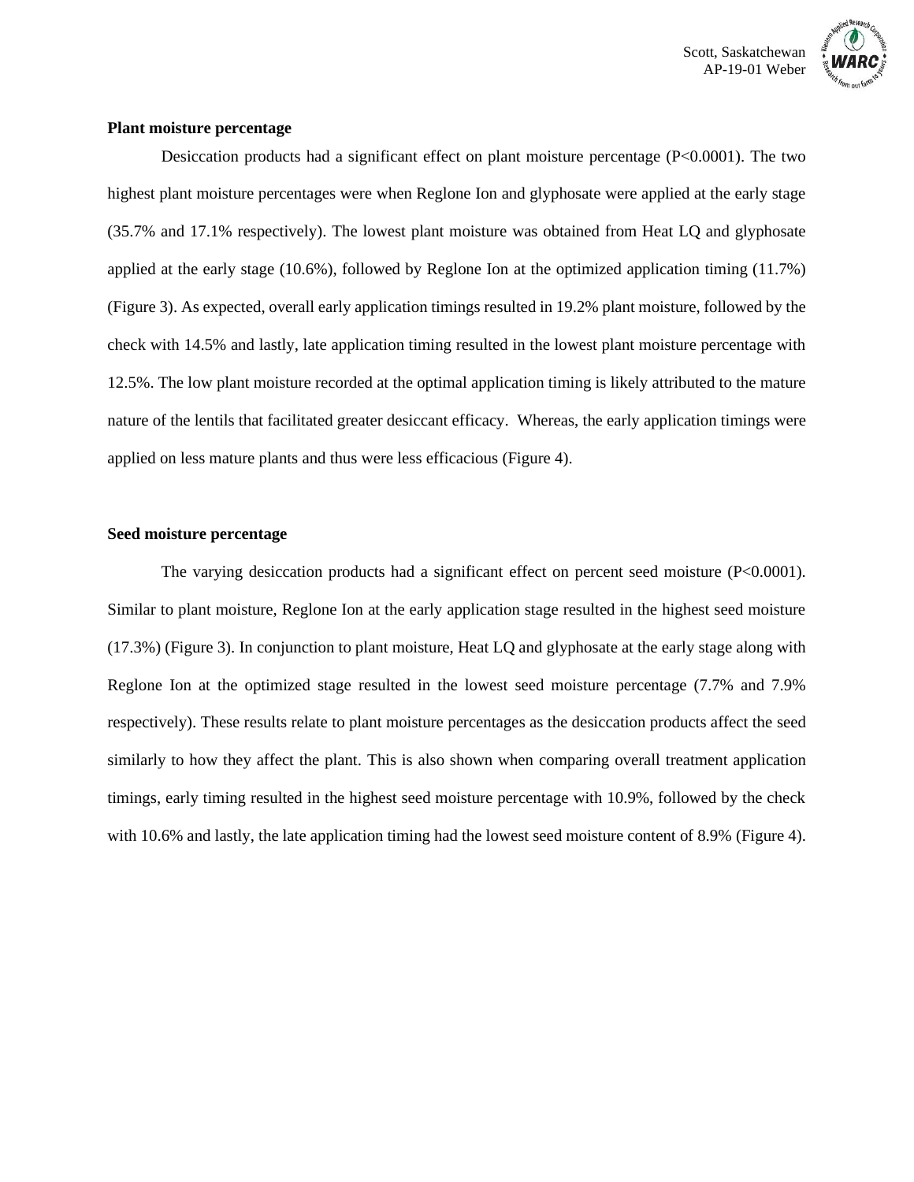**Plant moisture percentage**

Desiccation products had a significant effect on plant moisture percentage ($P<0.0001$). The two highest plant moisture percentages were when Reglone Ion and glyphosate were applied at the early stage (35.7% and 17.1% respectively). The lowest plant moisture was obtained from Heat LQ and glyphosate applied at the early stage (10.6%), followed by Reglone Ion at the optimized application timing (11.7%) (Figure 3). As expected, overall early application timings resulted in 19.2% plant moisture, followed by the check with 14.5% and lastly, late application timing resulted in the lowest plant moisture percentage with 12.5%. The low plant moisture recorded at the optimal application timing is likely attributed to the mature nature of the lentils that facilitated greater desiccant efficacy. Whereas, the early application timings were applied on less mature plants and thus were less efficacious (Figure 4).

**Seed moisture percentage**

The varying desiccation products had a significant effect on percent seed moisture ($P<0.0001$). Similar to plant moisture, Reglone Ion at the early application stage resulted in the highest seed moisture (17.3%) (Figure 3). In conjunction to plant moisture, Heat LQ and glyphosate at the early stage along with Reglone Ion at the optimized stage resulted in the lowest seed moisture percentage (7.7% and 7.9% respectively). These results relate to plant moisture percentages as the desiccation products affect the seed similarly to how they affect the plant. This is also shown when comparing overall treatment application timings, early timing resulted in the highest seed moisture percentage with 10.9%, followed by the check with 10.6% and lastly, the late application timing had the lowest seed moisture content of 8.9% (Figure 4).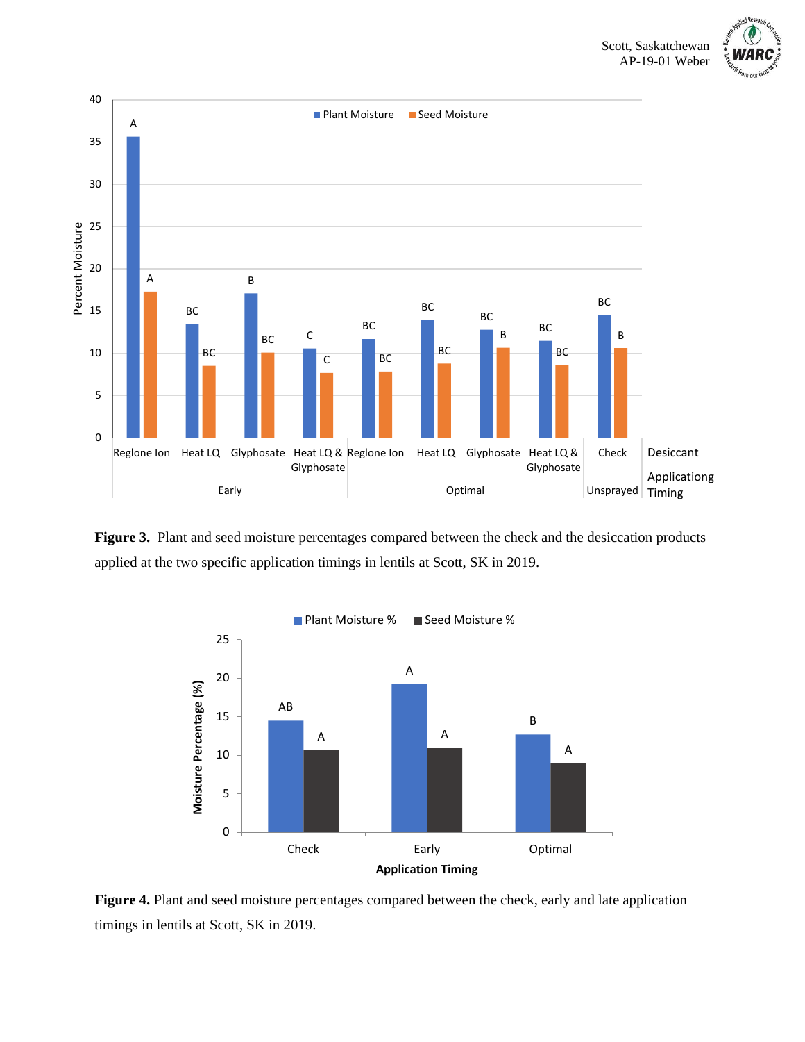**Figure 3.** Plant and seed moisture percentages compared between the check and the desiccation products applied at the two specific application timings in lentils at Scott, SK in 2019.

**Figure 4.** Plant and seed moisture percentages compared between the check, early and late application timings in lentils at Scott, SK in 2019.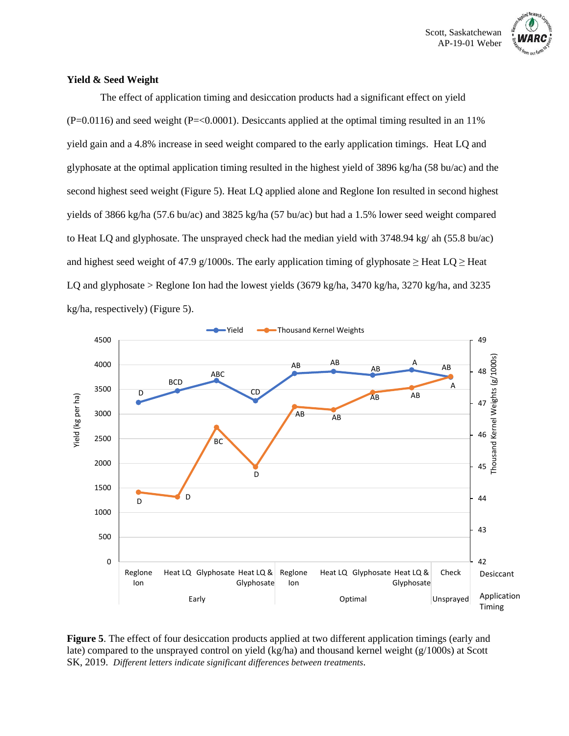### Yield & Seed Weight

The effect of application timing and desiccation products had a significant effect on yield (P=0.0116) and seed weight (P=<0.0001). Desiccants applied at the optimal timing resulted in an 11% yield gain and a 4.8% increase in seed weight compared to the early application timings. Heat LQ and glyphosate at the optimal application timing resulted in the highest yield of 3896 kg/ha (58 bu/ac) and the second highest seed weight (Figure 5). Heat LQ applied alone and Reglone Ion resulted in second highest yields of 3866 kg/ha (57.6 bu/ac) and 3825 kg/ha (57 bu/ac) but had a 1.5% lower seed weight compared to Heat LQ and glyphosate. The unsprayed check had the median yield with 3748.94 kg/ ah (55.8 bu/ac) and highest seed weight of 47.9 g/1000s. The early application timing of glyphosate ≥ Heat LQ ≥ Heat LQ and glyphosate > Reglone Ion had the lowest yields (3679 kg/ha, 3470 kg/ha, 3270 kg/ha, and 3235 kg/ha, respectively) (Figure 5).

**Figure 5**. The effect of four desiccation products applied at two different application timings (early and late) compared to the unsprayed control on yield (kg/ha) and thousand kernel weight (g/1000s) at Scott SK, 2019. *Different letters indicate significant differences between treatments.*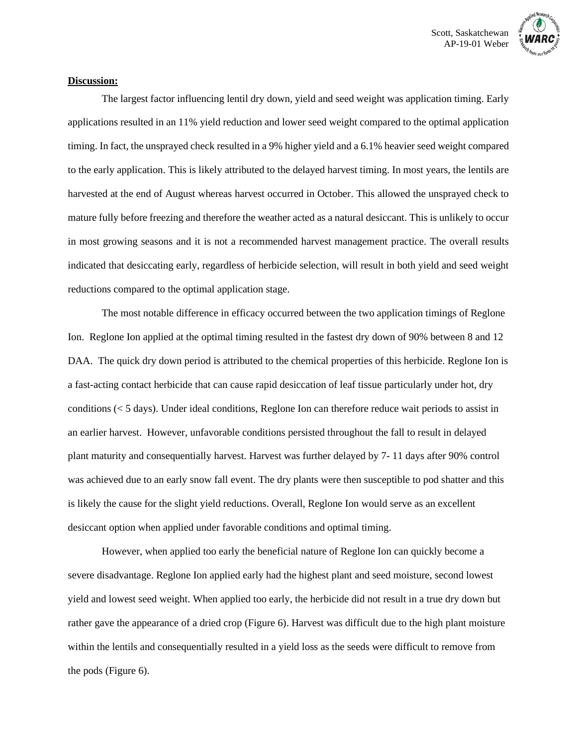**Discussion:**

The largest factor influencing lentil dry down, yield and seed weight was application timing. Early applications resulted in an 11% yield reduction and lower seed weight compared to the optimal application timing. In fact, the unsprayed check resulted in a 9% higher yield and a 6.1% heavier seed weight compared to the early application. This is likely attributed to the delayed harvest timing. In most years, the lentils are harvested at the end of August whereas harvest occurred in October. This allowed the unsprayed check to mature fully before freezing and therefore the weather acted as a natural desiccant. This is unlikely to occur in most growing seasons and it is not a recommended harvest management practice. The overall results indicated that desiccating early, regardless of herbicide selection, will result in both yield and seed weight reductions compared to the optimal application stage.

The most notable difference in efficacy occurred between the two application timings of Reglone Ion. Reglone Ion applied at the optimal timing resulted in the fastest dry down of 90% between 8 and 12 DAA. The quick dry down period is attributed to the chemical properties of this herbicide. Reglone Ion is a fast-acting contact herbicide that can cause rapid desiccation of leaf tissue particularly under hot, dry conditions (< 5 days). Under ideal conditions, Reglone Ion can therefore reduce wait periods to assist in an earlier harvest. However, unfavorable conditions persisted throughout the fall to result in delayed plant maturity and consequentially harvest. Harvest was further delayed by 7- 11 days after 90% control was achieved due to an early snow fall event. The dry plants were then susceptible to pod shatter and this is likely the cause for the slight yield reductions. Overall, Reglone Ion would serve as an excellent desiccant option when applied under favorable conditions and optimal timing.

However, when applied too early the beneficial nature of Reglone Ion can quickly become a severe disadvantage. Reglone Ion applied early had the highest plant and seed moisture, second lowest yield and lowest seed weight. When applied too early, the herbicide did not result in a true dry down but rather gave the appearance of a dried crop (Figure 6). Harvest was difficult due to the high plant moisture within the lentils and consequentially resulted in a yield loss as the seeds were difficult to remove from the pods (Figure 6).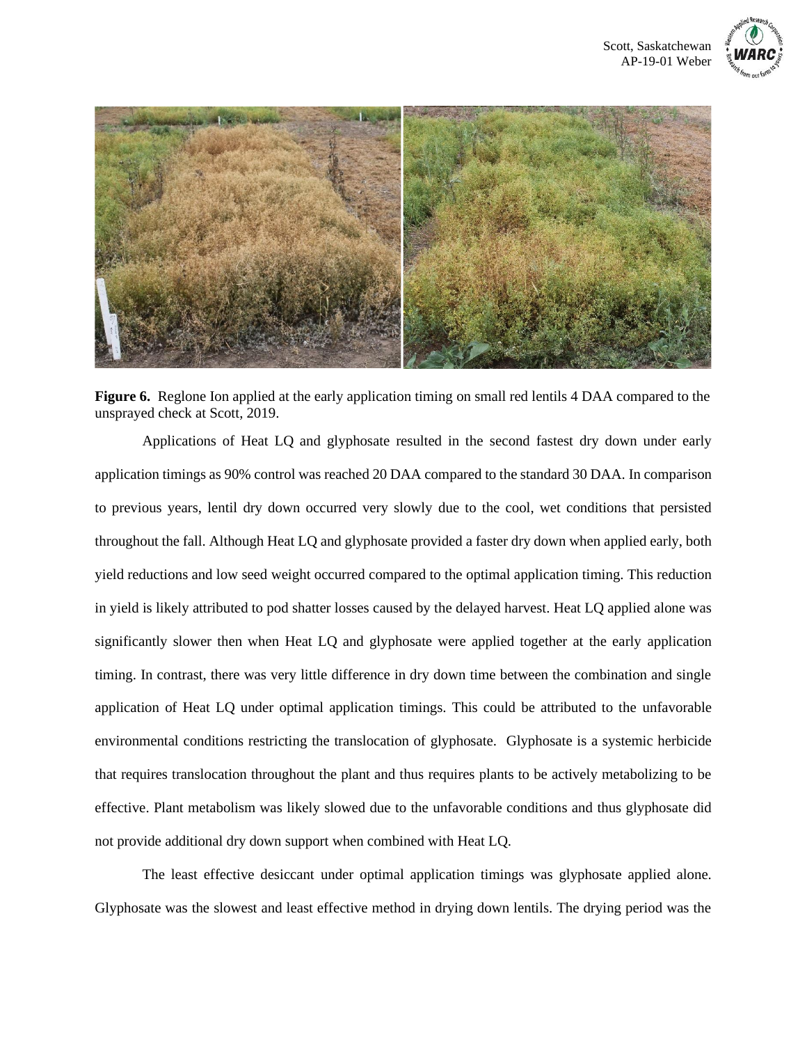**Figure 6.** Reglone Ion applied at the early application timing on small red lentils 4 DAA compared to the unsprayed check at Scott, 2019.

Applications of Heat LQ and glyphosate resulted in the second fastest dry down under early application timings as 90% control was reached 20 DAA compared to the standard 30 DAA. In comparison to previous years, lentil dry down occurred very slowly due to the cool, wet conditions that persisted throughout the fall. Although Heat LQ and glyphosate provided a faster dry down when applied early, both yield reductions and low seed weight occurred compared to the optimal application timing. This reduction in yield is likely attributed to pod shatter losses caused by the delayed harvest. Heat LQ applied alone was significantly slower then when Heat LQ and glyphosate were applied together at the early application timing. In contrast, there was very little difference in dry down time between the combination and single application of Heat LQ under optimal application timings. This could be attributed to the unfavorable environmental conditions restricting the translocation of glyphosate. Glyphosate is a systemic herbicide that requires translocation throughout the plant and thus requires plants to be actively metabolizing to be effective. Plant metabolism was likely slowed due to the unfavorable conditions and thus glyphosate did not provide additional dry down support when combined with Heat LQ.

The least effective desiccant under optimal application timings was glyphosate applied alone. Glyphosate was the slowest and least effective method in drying down lentils. The drying period was the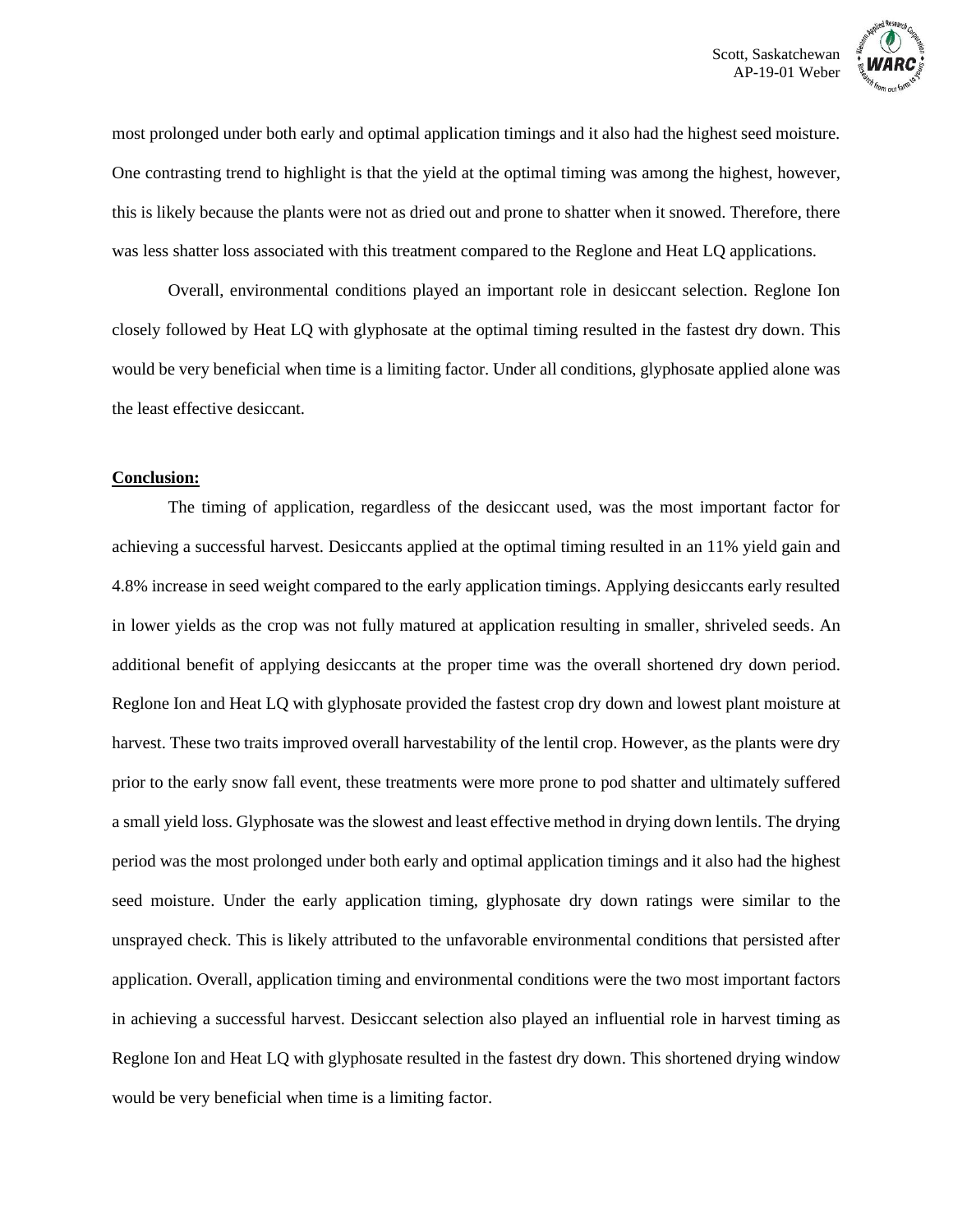most prolonged under both early and optimal application timings and it also had the highest seed moisture. One contrasting trend to highlight is that the yield at the optimal timing was among the highest, however, this is likely because the plants were not as dried out and prone to shatter when it snowed. Therefore, there was less shatter loss associated with this treatment compared to the Reglone and Heat LQ applications.

Overall, environmental conditions played an important role in desiccant selection. Reglone Ion closely followed by Heat LQ with glyphosate at the optimal timing resulted in the fastest dry down. This would be very beneficial when time is a limiting factor. Under all conditions, glyphosate applied alone was the least effective desiccant.

## Conclusion:

The timing of application, regardless of the desiccant used, was the most important factor for achieving a successful harvest. Desiccants applied at the optimal timing resulted in an 11% yield gain and 4.8% increase in seed weight compared to the early application timings. Applying desiccants early resulted in lower yields as the crop was not fully matured at application resulting in smaller, shriveled seeds. An additional benefit of applying desiccants at the proper time was the overall shortened dry down period. Reglone Ion and Heat LQ with glyphosate provided the fastest crop dry down and lowest plant moisture at harvest. These two traits improved overall harvestability of the lentil crop. However, as the plants were dry prior to the early snow fall event, these treatments were more prone to pod shatter and ultimately suffered a small yield loss. Glyphosate was the slowest and least effective method in drying down lentils. The drying period was the most prolonged under both early and optimal application timings and it also had the highest seed moisture. Under the early application timing, glyphosate dry down ratings were similar to the unsprayed check. This is likely attributed to the unfavorable environmental conditions that persisted after application. Overall, application timing and environmental conditions were the two most important factors in achieving a successful harvest. Desiccant selection also played an influential role in harvest timing as Reglone Ion and Heat LQ with glyphosate resulted in the fastest dry down. This shortened drying window would be very beneficial when time is a limiting factor.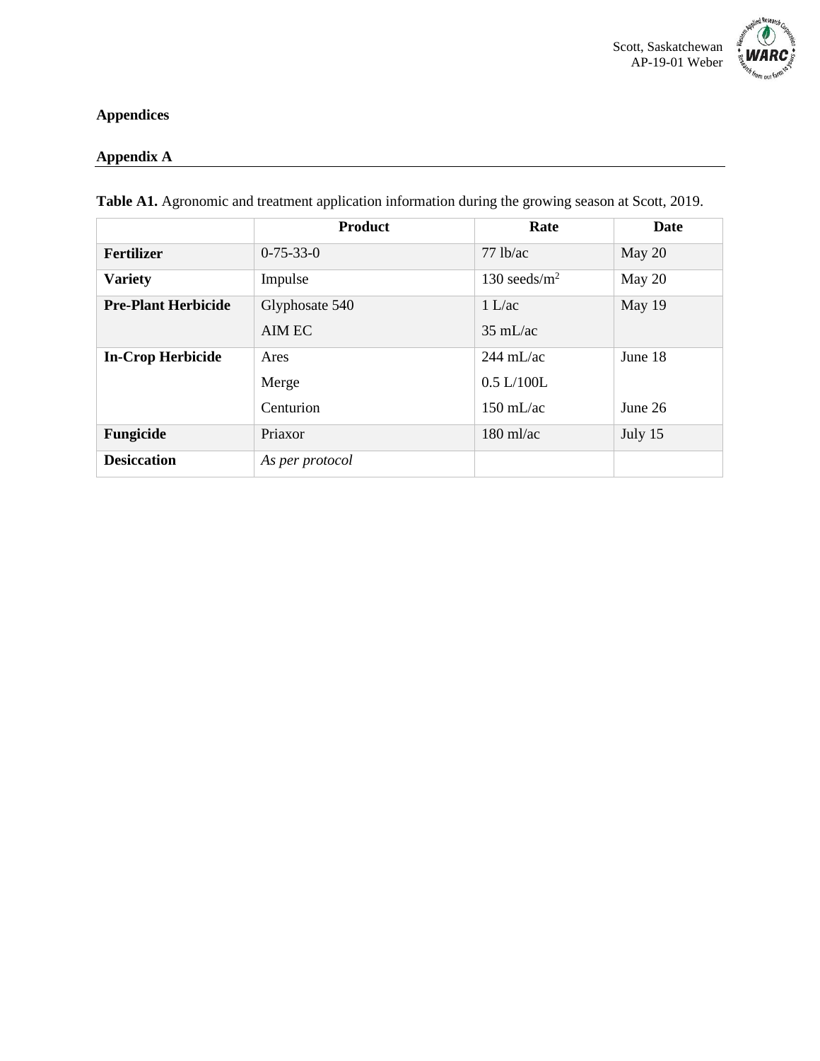## Appendices

## Appendix A

**Table A1.** Agronomic and treatment application information during the growing season at Scott, 2019.

| | Product | Rate | Date |
|---|---|---|---|
| **Fertilizer** | 0-75-33-0 | 77 lb/ac | May 20 |
| **Variety** | Impulse | 130 seeds/$m^2$ | May 20 |
| **Pre-Plant Herbicide** | Glyphosate 540<br>AIM EC | 1 L/ac<br>35 mL/ac | May 19 |
| **In-Crop Herbicide** | Ares<br>Merge<br>Centurion | 244 mL/ac<br>0.5 L/100L<br>150 mL/ac | June 18<br><br>June 26 |
| **Fungicide** | Priaxor | 180 ml/ac | July 15 |
| **Desiccation** | *As per protocol* | | |